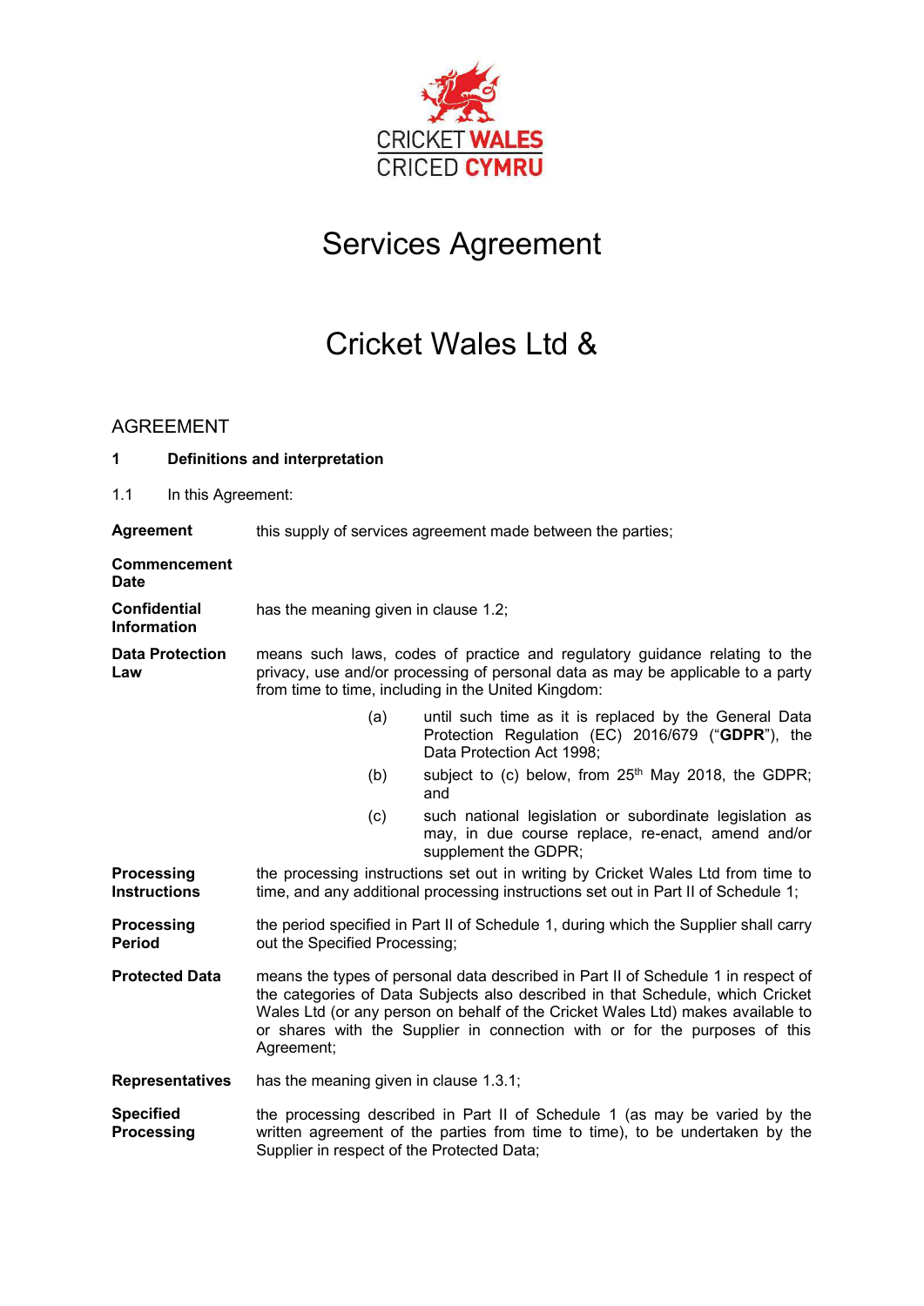CRICKET WALES
CRICED CYMRU

# Services Agreement

# Cricket Wales Ltd &

## AGREEMENT

**1 Definitions and interpretation**

1.1 In this Agreement:

**Agreement** this supply of services agreement made between the parties;

**Commencement Date**

**Confidential Information** has the meaning given in clause 1.2;

**Data Protection Law** means such laws, codes of practice and regulatory guidance relating to the privacy, use and/or processing of personal data as may be applicable to a party from time to time, including in the United Kingdom:

(a) until such time as it is replaced by the General Data Protection Regulation (EC) 2016/679 ("**GDPR**"), the Data Protection Act 1998;

(b) subject to (c) below, from 25th May 2018, the GDPR; and

(c) such national legislation or subordinate legislation as may, in due course replace, re-enact, amend and/or supplement the GDPR;

**Processing Instructions** the processing instructions set out in writing by Cricket Wales Ltd from time to time, and any additional processing instructions set out in Part II of Schedule 1;

**Processing Period** the period specified in Part II of Schedule 1, during which the Supplier shall carry out the Specified Processing;

**Protected Data** means the types of personal data described in Part II of Schedule 1 in respect of the categories of Data Subjects also described in that Schedule, which Cricket Wales Ltd (or any person on behalf of the Cricket Wales Ltd) makes available to or shares with the Supplier in connection with or for the purposes of this Agreement;

**Representatives** has the meaning given in clause 1.3.1;

**Specified Processing** the processing described in Part II of Schedule 1 (as may be varied by the written agreement of the parties from time to time), to be undertaken by the Supplier in respect of the Protected Data;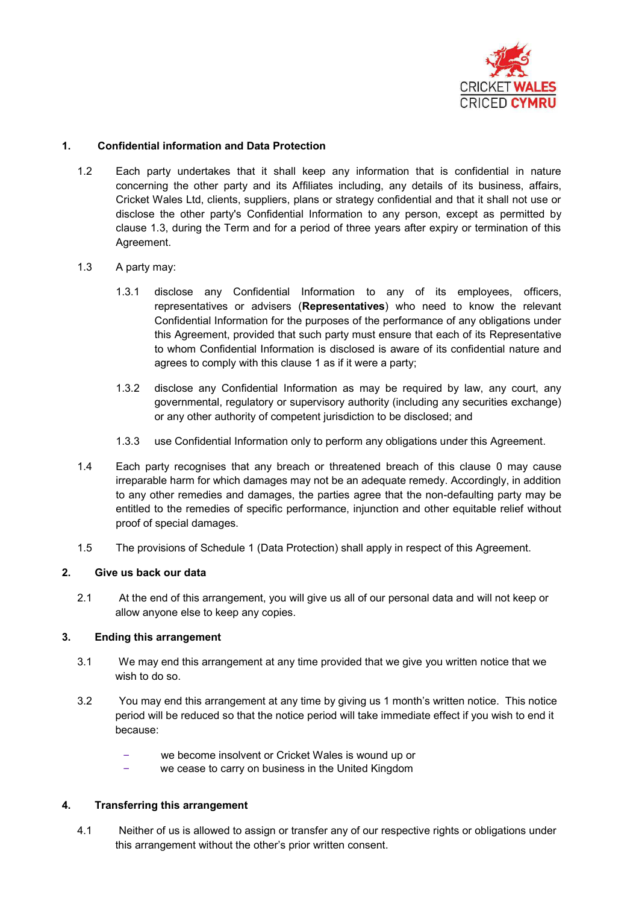## 1. Confidential information and Data Protection

1.2 Each party undertakes that it shall keep any information that is confidential in nature concerning the other party and its Affiliates including, any details of its business, affairs, Cricket Wales Ltd, clients, suppliers, plans or strategy confidential and that it shall not use or disclose the other party's Confidential Information to any person, except as permitted by clause 1.3, during the Term and for a period of three years after expiry or termination of this Agreement.

1.3 A party may:

1.3.1 disclose any Confidential Information to any of its employees, officers, representatives or advisers (**Representatives**) who need to know the relevant Confidential Information for the purposes of the performance of any obligations under this Agreement, provided that such party must ensure that each of its Representative to whom Confidential Information is disclosed is aware of its confidential nature and agrees to comply with this clause 1 as if it were a party;

1.3.2 disclose any Confidential Information as may be required by law, any court, any governmental, regulatory or supervisory authority (including any securities exchange) or any other authority of competent jurisdiction to be disclosed; and

1.3.3 use Confidential Information only to perform any obligations under this Agreement.

1.4 Each party recognises that any breach or threatened breach of this clause 0 may cause irreparable harm for which damages may not be an adequate remedy. Accordingly, in addition to any other remedies and damages, the parties agree that the non-defaulting party may be entitled to the remedies of specific performance, injunction and other equitable relief without proof of special damages.

1.5 The provisions of Schedule 1 (Data Protection) shall apply in respect of this Agreement.

## 2. Give us back our data

2.1 At the end of this arrangement, you will give us all of our personal data and will not keep or allow anyone else to keep any copies.

## 3. Ending this arrangement

3.1 We may end this arrangement at any time provided that we give you written notice that we wish to do so.

3.2 You may end this arrangement at any time by giving us 1 month's written notice. This notice period will be reduced so that the notice period will take immediate effect if you wish to end it because:

- we become insolvent or Cricket Wales is wound up or
- we cease to carry on business in the United Kingdom

## 4. Transferring this arrangement

4.1 Neither of us is allowed to assign or transfer any of our respective rights or obligations under this arrangement without the other's prior written consent.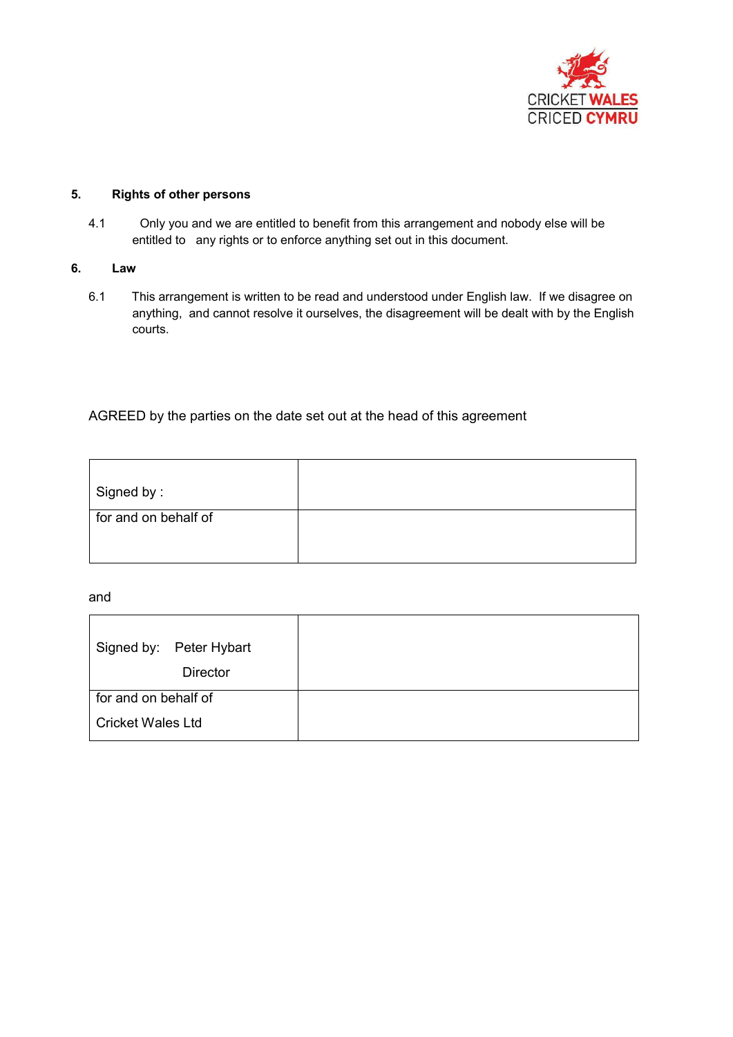**5. Rights of other persons**

4.1 Only you and we are entitled to benefit from this arrangement and nobody else will be entitled to any rights or to enforce anything set out in this document.

**6. Law**

6.1 This arrangement is written to be read and understood under English law. If we disagree on anything, and cannot resolve it ourselves, the disagreement will be dealt with by the English courts.

AGREED by the parties on the date set out at the head of this agreement

| Signed by : | |
|---|---|
| for and on behalf of | |

and

| Signed by: Peter Hybart<br>Director | |
|---|---|
| for and on behalf of<br>Cricket Wales Ltd | |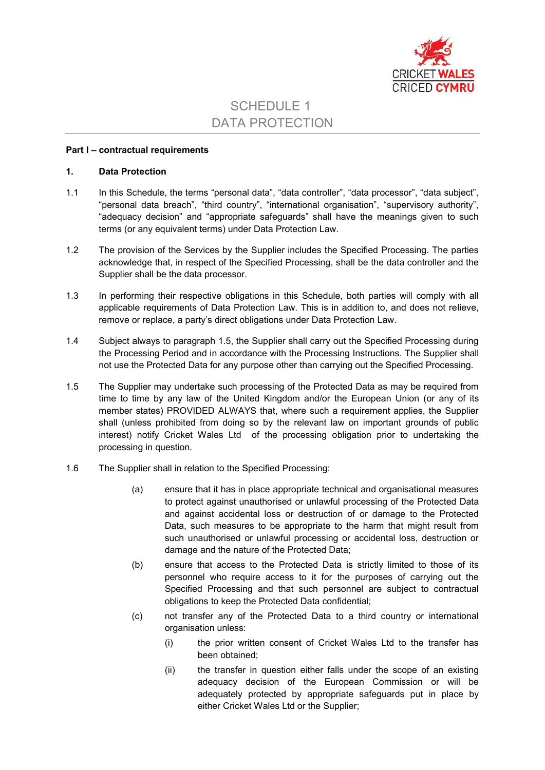# SCHEDULE 1
# DATA PROTECTION

**Part I – contractual requirements**

**1. Data Protection**

1.1 In this Schedule, the terms "personal data", "data controller", "data processor", "data subject", "personal data breach", "third country", "international organisation", "supervisory authority", "adequacy decision" and "appropriate safeguards" shall have the meanings given to such terms (or any equivalent terms) under Data Protection Law.

1.2 The provision of the Services by the Supplier includes the Specified Processing. The parties acknowledge that, in respect of the Specified Processing, shall be the data controller and the Supplier shall be the data processor.

1.3 In performing their respective obligations in this Schedule, both parties will comply with all applicable requirements of Data Protection Law. This is in addition to, and does not relieve, remove or replace, a party's direct obligations under Data Protection Law.

1.4 Subject always to paragraph 1.5, the Supplier shall carry out the Specified Processing during the Processing Period and in accordance with the Processing Instructions. The Supplier shall not use the Protected Data for any purpose other than carrying out the Specified Processing.

1.5 The Supplier may undertake such processing of the Protected Data as may be required from time to time by any law of the United Kingdom and/or the European Union (or any of its member states) PROVIDED ALWAYS that, where such a requirement applies, the Supplier shall (unless prohibited from doing so by the relevant law on important grounds of public interest) notify Cricket Wales Ltd of the processing obligation prior to undertaking the processing in question.

1.6 The Supplier shall in relation to the Specified Processing:

(a) ensure that it has in place appropriate technical and organisational measures to protect against unauthorised or unlawful processing of the Protected Data and against accidental loss or destruction of or damage to the Protected Data, such measures to be appropriate to the harm that might result from such unauthorised or unlawful processing or accidental loss, destruction or damage and the nature of the Protected Data;

(b) ensure that access to the Protected Data is strictly limited to those of its personnel who require access to it for the purposes of carrying out the Specified Processing and that such personnel are subject to contractual obligations to keep the Protected Data confidential;

(c) not transfer any of the Protected Data to a third country or international organisation unless:

(i) the prior written consent of Cricket Wales Ltd to the transfer has been obtained;

(ii) the transfer in question either falls under the scope of an existing adequacy decision of the European Commission or will be adequately protected by appropriate safeguards put in place by either Cricket Wales Ltd or the Supplier;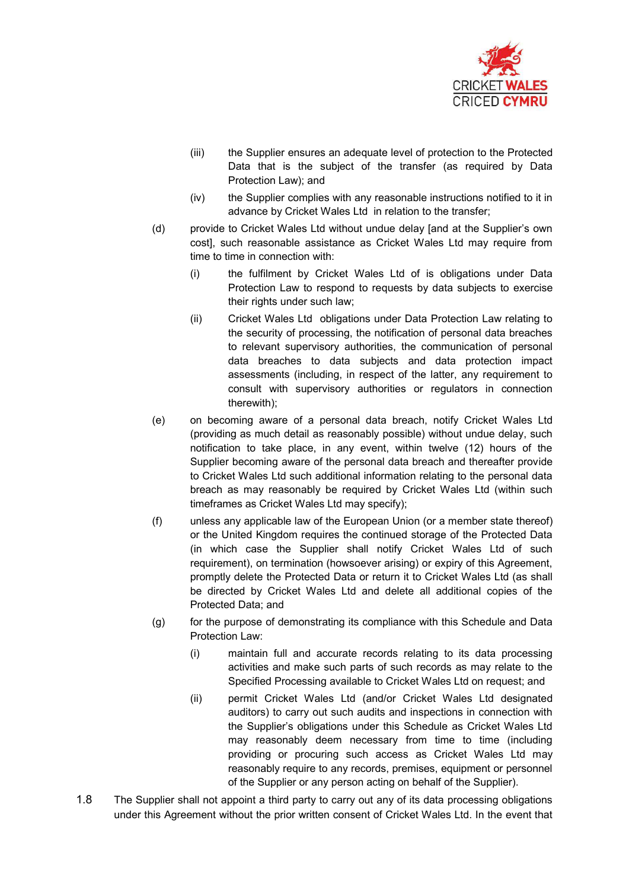(iii) the Supplier ensures an adequate level of protection to the Protected Data that is the subject of the transfer (as required by Data Protection Law); and

(iv) the Supplier complies with any reasonable instructions notified to it in advance by Cricket Wales Ltd in relation to the transfer;

(d) provide to Cricket Wales Ltd without undue delay [and at the Supplier's own cost], such reasonable assistance as Cricket Wales Ltd may require from time to time in connection with:

(i) the fulfilment by Cricket Wales Ltd of is obligations under Data Protection Law to respond to requests by data subjects to exercise their rights under such law;

(ii) Cricket Wales Ltd obligations under Data Protection Law relating to the security of processing, the notification of personal data breaches to relevant supervisory authorities, the communication of personal data breaches to data subjects and data protection impact assessments (including, in respect of the latter, any requirement to consult with supervisory authorities or regulators in connection therewith);

(e) on becoming aware of a personal data breach, notify Cricket Wales Ltd (providing as much detail as reasonably possible) without undue delay, such notification to take place, in any event, within twelve (12) hours of the Supplier becoming aware of the personal data breach and thereafter provide to Cricket Wales Ltd such additional information relating to the personal data breach as may reasonably be required by Cricket Wales Ltd (within such timeframes as Cricket Wales Ltd may specify);

(f) unless any applicable law of the European Union (or a member state thereof) or the United Kingdom requires the continued storage of the Protected Data (in which case the Supplier shall notify Cricket Wales Ltd of such requirement), on termination (howsoever arising) or expiry of this Agreement, promptly delete the Protected Data or return it to Cricket Wales Ltd (as shall be directed by Cricket Wales Ltd and delete all additional copies of the Protected Data; and

(g) for the purpose of demonstrating its compliance with this Schedule and Data Protection Law:

(i) maintain full and accurate records relating to its data processing activities and make such parts of such records as may relate to the Specified Processing available to Cricket Wales Ltd on request; and

(ii) permit Cricket Wales Ltd (and/or Cricket Wales Ltd designated auditors) to carry out such audits and inspections in connection with the Supplier's obligations under this Schedule as Cricket Wales Ltd may reasonably deem necessary from time to time (including providing or procuring such access as Cricket Wales Ltd may reasonably require to any records, premises, equipment or personnel of the Supplier or any person acting on behalf of the Supplier).

1.8 The Supplier shall not appoint a third party to carry out any of its data processing obligations under this Agreement without the prior written consent of Cricket Wales Ltd. In the event that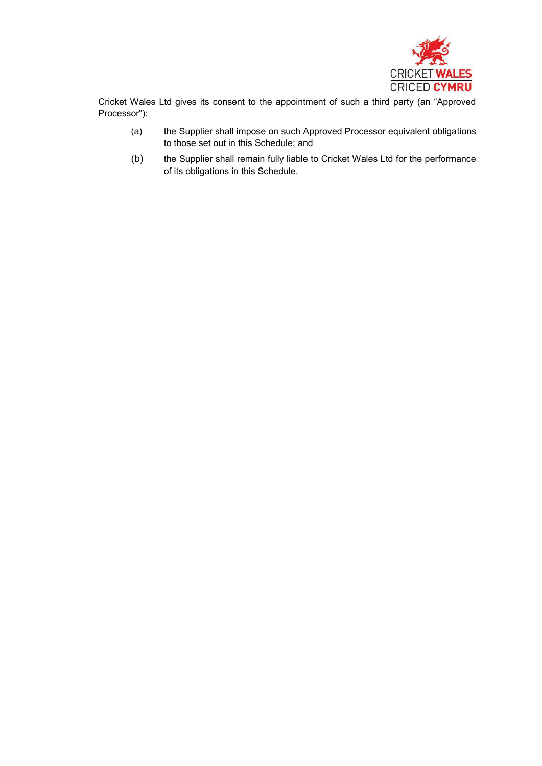Cricket Wales Ltd gives its consent to the appointment of such a third party (an "Approved Processor"):

(a) the Supplier shall impose on such Approved Processor equivalent obligations to those set out in this Schedule; and

(b) the Supplier shall remain fully liable to Cricket Wales Ltd for the performance of its obligations in this Schedule.